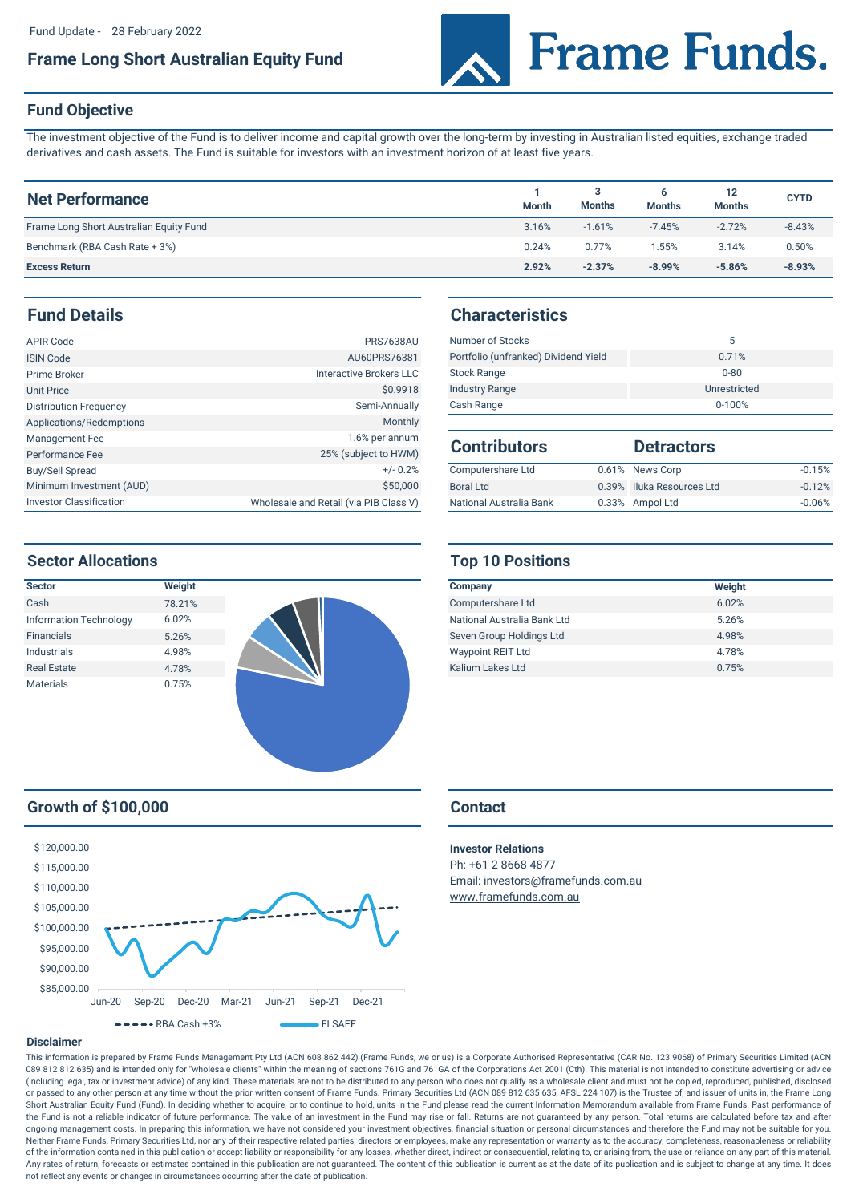Fund Update - 28 February 2022

# Frame Long Short Australian Equity Fund

Frame Funds.

## Fund Objective

The investment objective of the Fund is to deliver income and capital growth over the long-term by investing in Australian listed equities, exchange traded derivatives and cash assets. The Fund is suitable for investors with an investment horizon of at least five years.

## Net Performance

| Net Performance | 1 Month | 3 Months | 6 Months | 12 Months | CYTD |
|---|---|---|---|---|---|
| Frame Long Short Australian Equity Fund | 3.16% | -1.61% | -7.45% | -2.72% | -8.43% |
| Benchmark (RBA Cash Rate + 3%) | 0.24% | 0.77% | 1.55% | 3.14% | 0.50% |
| **Excess Return** | **2.92%** | **-2.37%** | **-8.99%** | **-5.86%** | **-8.93%** |

## Fund Details

| | |
|---|---|
| APIR Code | PRS7638AU |
| ISIN Code | AU60PRS76381 |
| Prime Broker | Interactive Brokers LLC |
| Unit Price | $0.9918 |
| Distribution Frequency | Semi-Annually |
| Applications/Redemptions | Monthly |
| Management Fee | 1.6% per annum |
| Performance Fee | 25% (subject to HWM) |
| Buy/Sell Spread | +/- 0.2% |
| Minimum Investment (AUD) | $50,000 |
| Investor Classification | Wholesale and Retail (via PIB Class V) |

## Characteristics

| | |
|---|---|
| Number of Stocks | 5 |
| Portfolio (unfranked) Dividend Yield | 0.71% |
| Stock Range | 0-80 |
| Industry Range | Unrestricted |
| Cash Range | 0-100% |

## Contributors / Detractors

| Contributors | | Detractors | |
|---|---|---|---|
| Computershare Ltd | 0.61% | News Corp | -0.15% |
| Boral Ltd | 0.39% | Iluka Resources Ltd | -0.12% |
| National Australia Bank | 0.33% | Ampol Ltd | -0.06% |

## Sector Allocations

| Sector | Weight |
|---|---|
| Cash | 78.21% |
| Information Technology | 6.02% |
| Financials | 5.26% |
| Industrials | 4.98% |
| Real Estate | 4.78% |
| Materials | 0.75% |

## Top 10 Positions

| Company | Weight |
|---|---|
| Computershare Ltd | 6.02% |
| National Australia Bank Ltd | 5.26% |
| Seven Group Holdings Ltd | 4.98% |
| Waypoint REIT Ltd | 4.78% |
| Kalium Lakes Ltd | 0.75% |

## Growth of $100,000

Legend: RBA Cash +3% (dashed), FLSAEF (solid)

## Contact

**Investor Relations**
Ph: +61 2 8668 4877
Email: investors@framefunds.com.au
www.framefunds.com.au

### Disclaimer

This information is prepared by Frame Funds Management Pty Ltd (ACN 608 862 442) (Frame Funds, we or us) is a Corporate Authorised Representative (CAR No. 123 9068) of Primary Securities Limited (ACN 089 812 812 635) and is intended only for "wholesale clients" within the meaning of sections 761G and 761GA of the Corporations Act 2001 (Cth). This material is not intended to constitute advertising or advice (including legal, tax or investment advice) of any kind. These materials are not to be distributed to any person who does not qualify as a wholesale client and must not be copied, reproduced, published, disclosed or passed to any other person at any time without the prior written consent of Frame Funds. Primary Securities Ltd (ACN 089 812 635 635, AFSL 224 107) is the Trustee of, and issuer of units in, the Frame Long Short Australian Equity Fund (Fund). In deciding whether to acquire, or to continue to hold, units in the Fund please read the current Information Memorandum available from Frame Funds. Past performance of the Fund is not a reliable indicator of future performance. The value of an investment in the Fund may rise or fall. Returns are not guaranteed by any person. Total returns are calculated before tax and after ongoing management costs. In preparing this information, we have not considered your investment objectives, financial situation or personal circumstances and therefore the Fund may not be suitable for you. Neither Frame Funds, Primary Securities Ltd, nor any of their respective related parties, directors or employees, make any representation or warranty as to the accuracy, completeness, reasonableness or reliability of the information contained in this publication or accept liability or responsibility for any losses, whether direct, indirect or consequential, relating to, or arising from, the use or reliance on any part of this material. Any rates of return, forecasts or estimates contained in this publication are not guaranteed. The content of this publication is current as at the date of its publication and is subject to change at any time. It does not reflect any events or changes in circumstances occurring after the date of publication.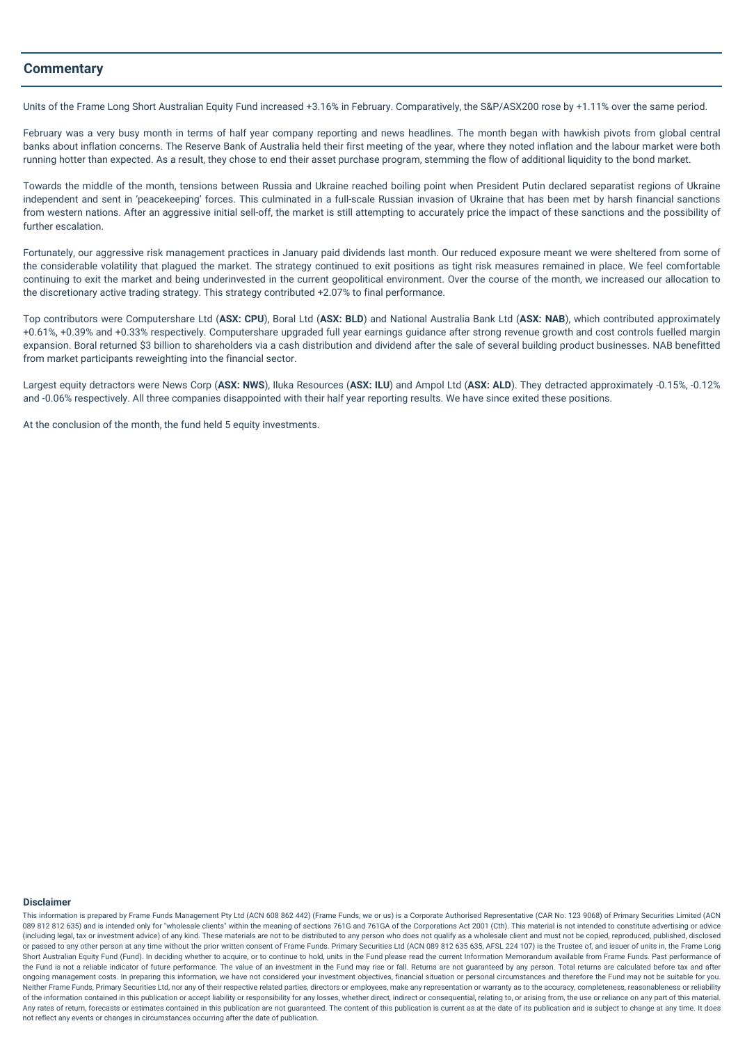## Commentary

Units of the Frame Long Short Australian Equity Fund increased +3.16% in February. Comparatively, the S&P/ASX200 rose by +1.11% over the same period.

February was a very busy month in terms of half year company reporting and news headlines. The month began with hawkish pivots from global central banks about inflation concerns. The Reserve Bank of Australia held their first meeting of the year, where they noted inflation and the labour market were both running hotter than expected. As a result, they chose to end their asset purchase program, stemming the flow of additional liquidity to the bond market.

Towards the middle of the month, tensions between Russia and Ukraine reached boiling point when President Putin declared separatist regions of Ukraine independent and sent in 'peacekeeping' forces. This culminated in a full-scale Russian invasion of Ukraine that has been met by harsh financial sanctions from western nations. After an aggressive initial sell-off, the market is still attempting to accurately price the impact of these sanctions and the possibility of further escalation.

Fortunately, our aggressive risk management practices in January paid dividends last month. Our reduced exposure meant we were sheltered from some of the considerable volatility that plagued the market. The strategy continued to exit positions as tight risk measures remained in place. We feel comfortable continuing to exit the market and being underinvested in the current geopolitical environment. Over the course of the month, we increased our allocation to the discretionary active trading strategy. This strategy contributed +2.07% to final performance.

Top contributors were Computershare Ltd (**ASX: CPU**), Boral Ltd (**ASX: BLD**) and National Australia Bank Ltd (**ASX: NAB**), which contributed approximately +0.61%, +0.39% and +0.33% respectively. Computershare upgraded full year earnings guidance after strong revenue growth and cost controls fuelled margin expansion. Boral returned $3 billion to shareholders via a cash distribution and dividend after the sale of several building product businesses. NAB benefitted from market participants reweighting into the financial sector.

Largest equity detractors were News Corp (**ASX: NWS**), Iluka Resources (**ASX: ILU**) and Ampol Ltd (**ASX: ALD**). They detracted approximately -0.15%, -0.12% and -0.06% respectively. All three companies disappointed with their half year reporting results. We have since exited these positions.

At the conclusion of the month, the fund held 5 equity investments.

#### Disclaimer

This information is prepared by Frame Funds Management Pty Ltd (ACN 608 862 442) (Frame Funds, we or us) is a Corporate Authorised Representative (CAR No. 123 9068) of Primary Securities Limited (ACN 089 812 812 635) and is intended only for "wholesale clients" within the meaning of sections 761G and 761GA of the Corporations Act 2001 (Cth). This material is not intended to constitute advertising or advice (including legal, tax or investment advice) of any kind. These materials are not to be distributed to any person who does not qualify as a wholesale client and must not be copied, reproduced, published, disclosed or passed to any other person at any time without the prior written consent of Frame Funds. Primary Securities Ltd (ACN 089 812 635 635, AFSL 224 107) is the Trustee of, and issuer of units in, the Frame Long Short Australian Equity Fund (Fund). In deciding whether to acquire, or to continue to hold, units in the Fund please read the current Information Memorandum available from Frame Funds. Past performance of the Fund is not a reliable indicator of future performance. The value of an investment in the Fund may rise or fall. Returns are not guaranteed by any person. Total returns are calculated before tax and after ongoing management costs. In preparing this information, we have not considered your investment objectives, financial situation or personal circumstances and therefore the Fund may not be suitable for you. Neither Frame Funds, Primary Securities Ltd, nor any of their respective related parties, directors or employees, make any representation or warranty as to the accuracy, completeness, reasonableness or reliability of the information contained in this publication or accept liability or responsibility for any losses, whether direct, indirect or consequential, relating to, or arising from, the use or reliance on any part of this material. Any rates of return, forecasts or estimates contained in this publication are not guaranteed. The content of this publication is current as at the date of its publication and is subject to change at any time. It does not reflect any events or changes in circumstances occurring after the date of publication.